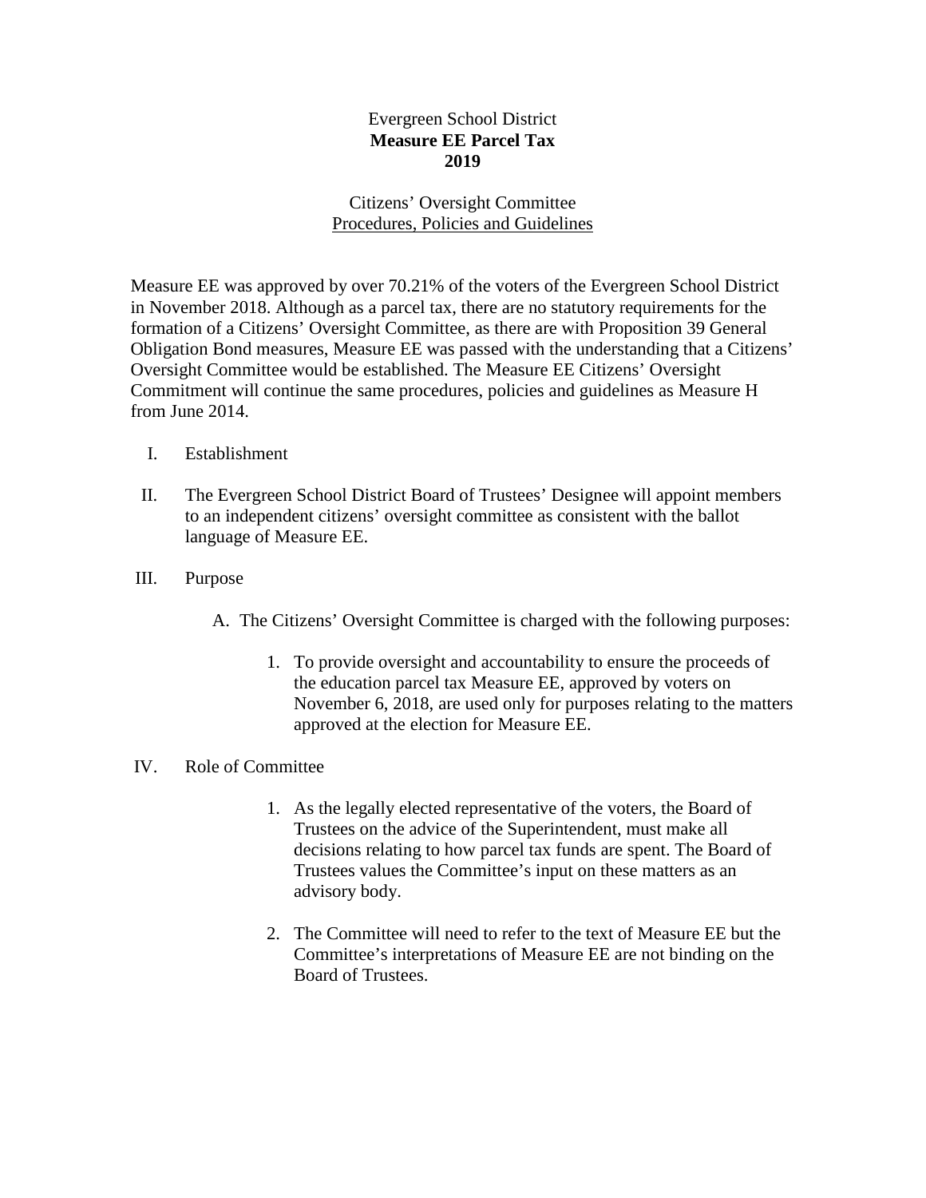Evergreen School District

**Measure EE Parcel Tax**

**2019**

Citizens' Oversight Committee

Procedures, Policies and Guidelines

Measure EE was approved by over 70.21% of the voters of the Evergreen School District in November 2018. Although as a parcel tax, there are no statutory requirements for the formation of a Citizens' Oversight Committee, as there are with Proposition 39 General Obligation Bond measures, Measure EE was passed with the understanding that a Citizens' Oversight Committee would be established. The Measure EE Citizens' Oversight Commitment will continue the same procedures, policies and guidelines as Measure H from June 2014.

I. Establishment

II. The Evergreen School District Board of Trustees' Designee will appoint members to an independent citizens' oversight committee as consistent with the ballot language of Measure EE.

III. Purpose

A. The Citizens' Oversight Committee is charged with the following purposes:

1. To provide oversight and accountability to ensure the proceeds of the education parcel tax Measure EE, approved by voters on November 6, 2018, are used only for purposes relating to the matters approved at the election for Measure EE.

IV. Role of Committee

1. As the legally elected representative of the voters, the Board of Trustees on the advice of the Superintendent, must make all decisions relating to how parcel tax funds are spent. The Board of Trustees values the Committee's input on these matters as an advisory body.

2. The Committee will need to refer to the text of Measure EE but the Committee's interpretations of Measure EE are not binding on the Board of Trustees.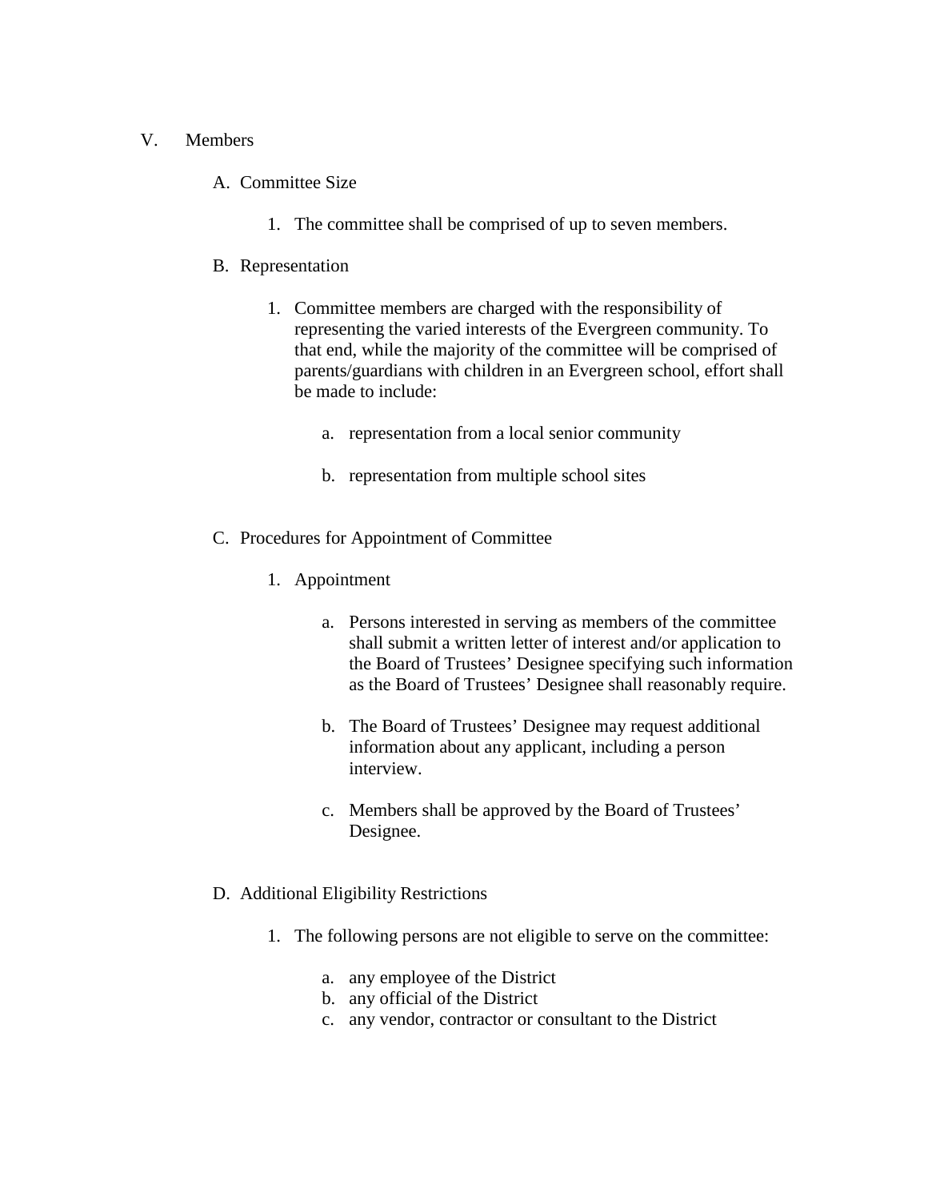V. Members

A. Committee Size

1. The committee shall be comprised of up to seven members.

B. Representation

1. Committee members are charged with the responsibility of representing the varied interests of the Evergreen community. To that end, while the majority of the committee will be comprised of parents/guardians with children in an Evergreen school, effort shall be made to include:

   a. representation from a local senior community

   b. representation from multiple school sites

C. Procedures for Appointment of Committee

1. Appointment

   a. Persons interested in serving as members of the committee shall submit a written letter of interest and/or application to the Board of Trustees' Designee specifying such information as the Board of Trustees' Designee shall reasonably require.

   b. The Board of Trustees' Designee may request additional information about any applicant, including a person interview.

   c. Members shall be approved by the Board of Trustees' Designee.

D. Additional Eligibility Restrictions

1. The following persons are not eligible to serve on the committee:

   a. any employee of the District
   b. any official of the District
   c. any vendor, contractor or consultant to the District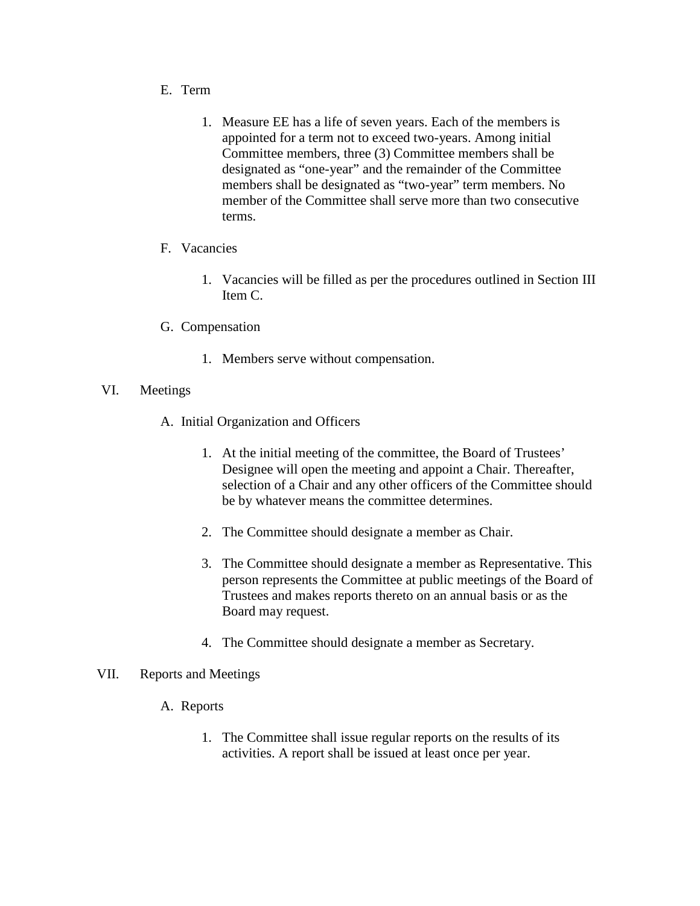E. Term

1. Measure EE has a life of seven years. Each of the members is appointed for a term not to exceed two-years. Among initial Committee members, three (3) Committee members shall be designated as “one-year” and the remainder of the Committee members shall be designated as “two-year” term members. No member of the Committee shall serve more than two consecutive terms.

F. Vacancies

1. Vacancies will be filled as per the procedures outlined in Section III Item C.

G. Compensation

1. Members serve without compensation.

VI. Meetings

A. Initial Organization and Officers

1. At the initial meeting of the committee, the Board of Trustees’ Designee will open the meeting and appoint a Chair. Thereafter, selection of a Chair and any other officers of the Committee should be by whatever means the committee determines.

2. The Committee should designate a member as Chair.

3. The Committee should designate a member as Representative. This person represents the Committee at public meetings of the Board of Trustees and makes reports thereto on an annual basis or as the Board may request.

4. The Committee should designate a member as Secretary.

VII. Reports and Meetings

A. Reports

1. The Committee shall issue regular reports on the results of its activities. A report shall be issued at least once per year.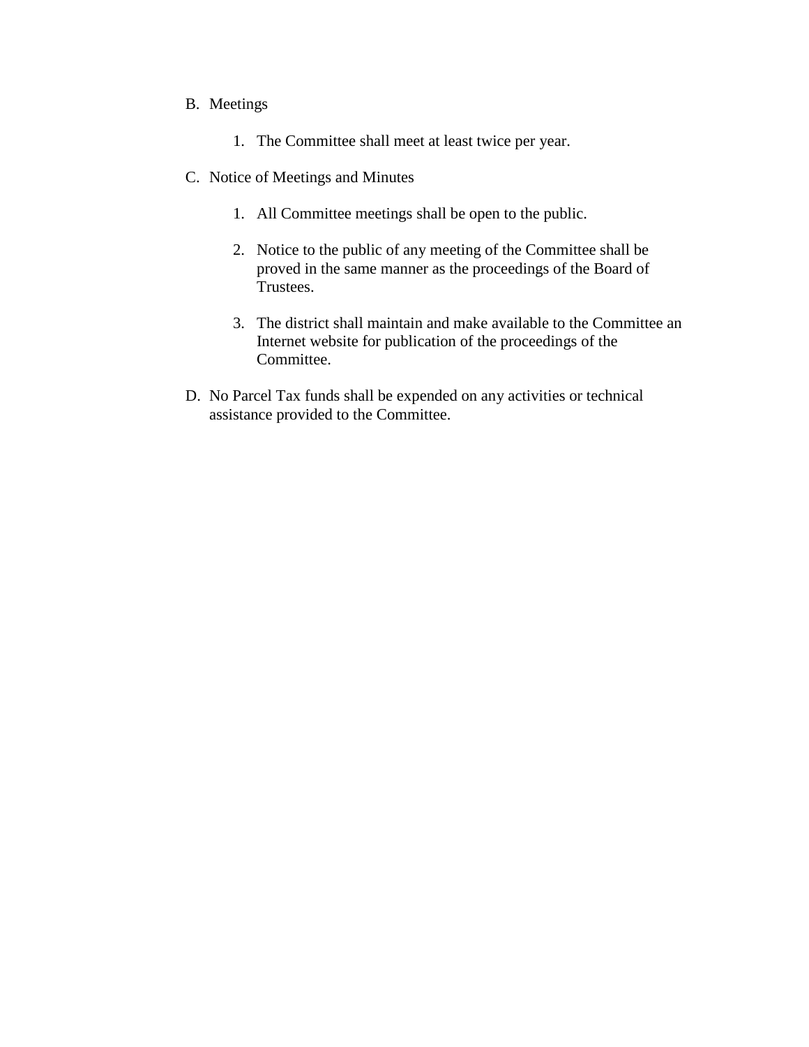B. Meetings

   1. The Committee shall meet at least twice per year.

C. Notice of Meetings and Minutes

   1. All Committee meetings shall be open to the public.

   2. Notice to the public of any meeting of the Committee shall be proved in the same manner as the proceedings of the Board of Trustees.

   3. The district shall maintain and make available to the Committee an Internet website for publication of the proceedings of the Committee.

D. No Parcel Tax funds shall be expended on any activities or technical assistance provided to the Committee.